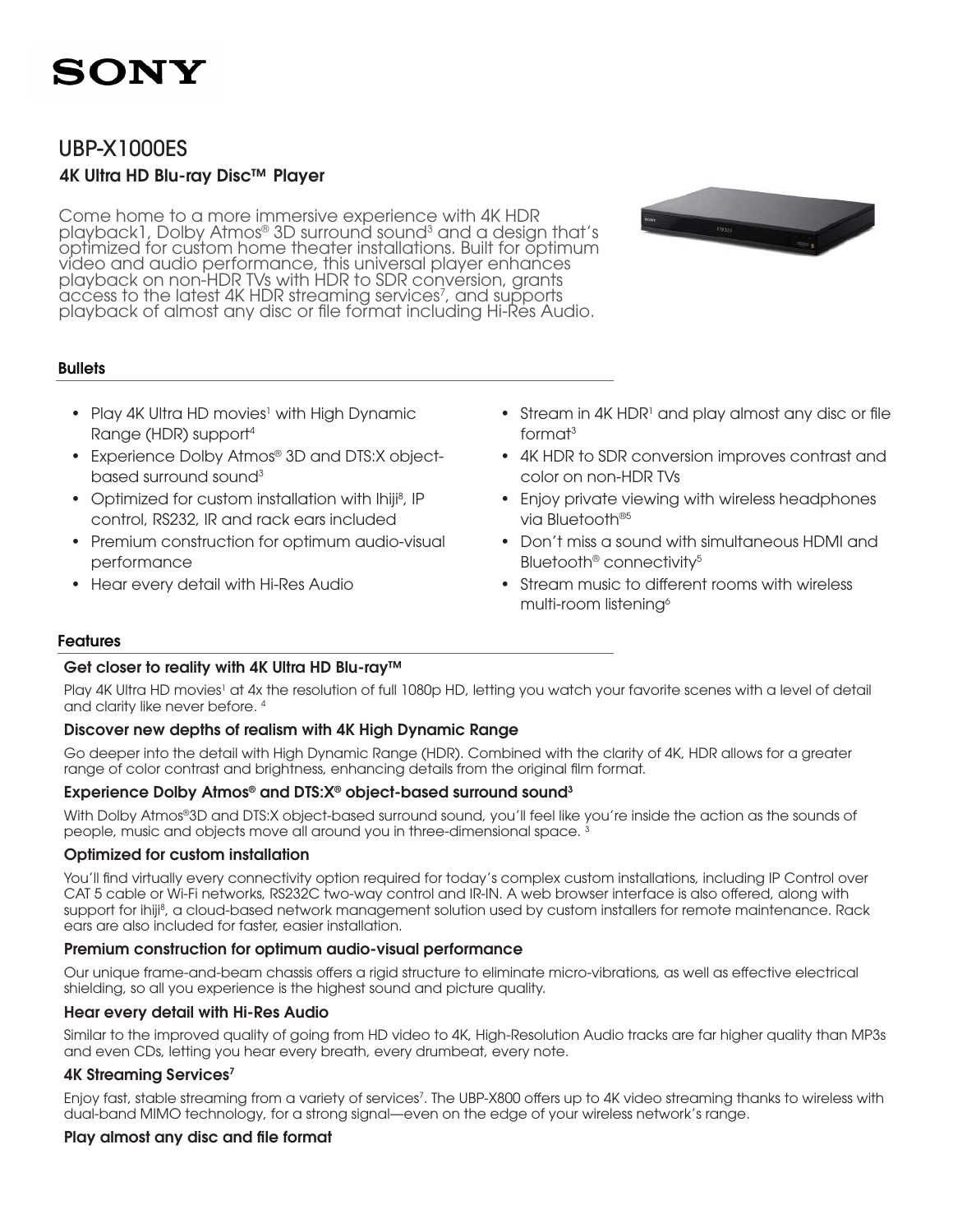SONY

# UBP-X1000ES

## 4K Ultra HD Blu-ray Disc™ Player

Come home to a more immersive experience with 4K HDR playback1, Dolby Atmos® 3D surround sound[3] and a design that's optimized for custom home theater installations. Built for optimum video and audio performance, this universal player enhances playback on non-HDR TVs with HDR to SDR conversion, grants access to the latest 4K HDR streaming services[7], and supports playback of almost any disc or file format including Hi-Res Audio.

### Bullets

- Play 4K Ultra HD movies[1] with High Dynamic Range (HDR) support[4]
- Experience Dolby Atmos® 3D and DTS:X object-based surround sound[3]
- Optimized for custom installation with Ihiji[8], IP control, RS232, IR and rack ears included
- Premium construction for optimum audio-visual performance
- Hear every detail with Hi-Res Audio
- Stream in 4K HDR[1] and play almost any disc or file format[3]
- 4K HDR to SDR conversion improves contrast and color on non-HDR TVs
- Enjoy private viewing with wireless headphones via Bluetooth®[5]
- Don't miss a sound with simultaneous HDMI and Bluetooth® connectivity[5]
- Stream music to different rooms with wireless multi-room listening[6]

### Features

#### Get closer to reality with 4K Ultra HD Blu-ray™

Play 4K Ultra HD movies[1] at 4x the resolution of full 1080p HD, letting you watch your favorite scenes with a level of detail and clarity like never before. [4]

#### Discover new depths of realism with 4K High Dynamic Range

Go deeper into the detail with High Dynamic Range (HDR). Combined with the clarity of 4K, HDR allows for a greater range of color contrast and brightness, enhancing details from the original film format.

#### Experience Dolby Atmos® and DTS:X® object-based surround sound[3]

With Dolby Atmos®3D and DTS:X object-based surround sound, you'll feel like you're inside the action as the sounds of people, music and objects move all around you in three-dimensional space. [3]

#### Optimized for custom installation

You'll find virtually every connectivity option required for today's complex custom installations, including IP Control over CAT 5 cable or Wi-Fi networks, RS232C two-way control and IR-IN. A web browser interface is also offered, along with support for ihiji[8], a cloud-based network management solution used by custom installers for remote maintenance. Rack ears are also included for faster, easier installation.

#### Premium construction for optimum audio-visual performance

Our unique frame-and-beam chassis offers a rigid structure to eliminate micro-vibrations, as well as effective electrical shielding, so all you experience is the highest sound and picture quality.

#### Hear every detail with Hi-Res Audio

Similar to the improved quality of going from HD video to 4K, High-Resolution Audio tracks are far higher quality than MP3s and even CDs, letting you hear every breath, every drumbeat, every note.

#### 4K Streaming Services[7]

Enjoy fast, stable streaming from a variety of services[7]. The UBP-X800 offers up to 4K video streaming thanks to wireless with dual-band MIMO technology, for a strong signal—even on the edge of your wireless network's range.

#### Play almost any disc and file format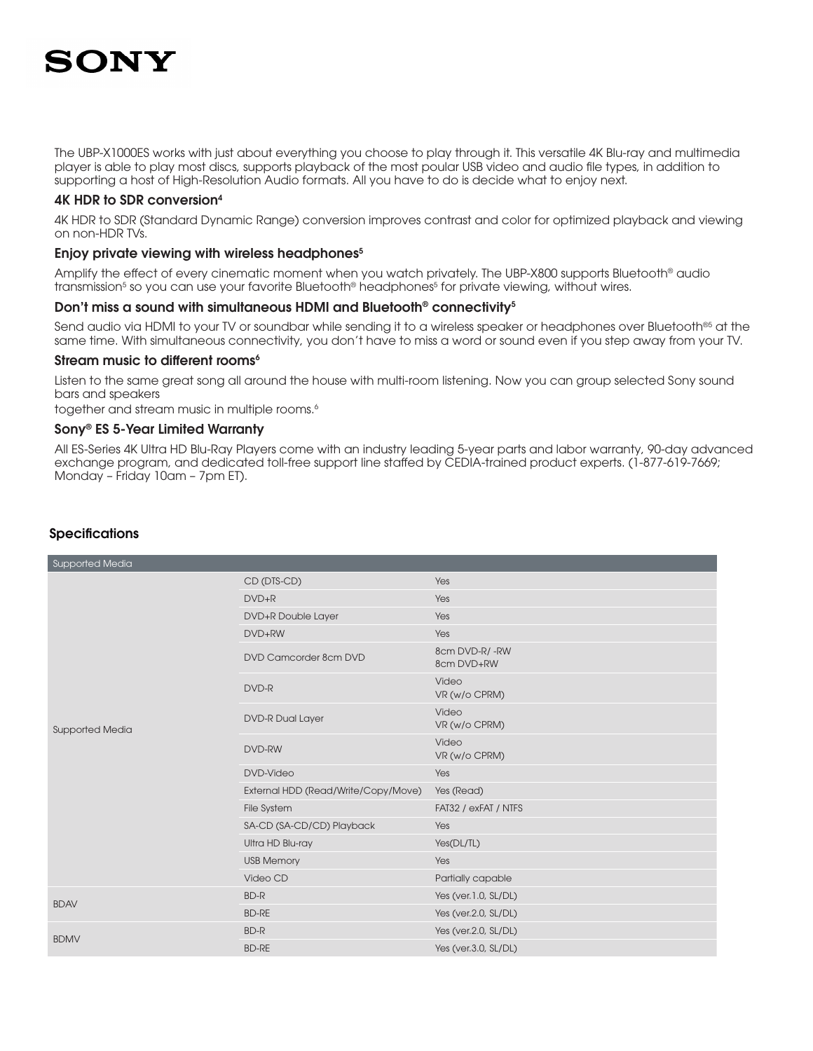SONY

The UBP-X1000ES works with just about everything you choose to play through it. This versatile 4K Blu-ray and multimedia player is able to play most discs, supports playback of the most poular USB video and audio file types, in addition to supporting a host of High-Resolution Audio formats. All you have to do is decide what to enjoy next.

### 4K HDR to SDR conversion[4]

4K HDR to SDR (Standard Dynamic Range) conversion improves contrast and color for optimized playback and viewing on non-HDR TVs.

### Enjoy private viewing with wireless headphones[5]

Amplify the effect of every cinematic moment when you watch privately. The UBP-X800 supports Bluetooth® audio transmission[5] so you can use your favorite Bluetooth® headphones[5] for private viewing, without wires.

### Don't miss a sound with simultaneous HDMI and Bluetooth® connectivity[5]

Send audio via HDMI to your TV or soundbar while sending it to a wireless speaker or headphones over Bluetooth®[5] at the same time. With simultaneous connectivity, you don't have to miss a word or sound even if you step away from your TV.

### Stream music to different rooms[6]

Listen to the same great song all around the house with multi-room listening. Now you can group selected Sony sound bars and speakers
together and stream music in multiple rooms.[6]

### Sony® ES 5-Year Limited Warranty

All ES-Series 4K Ultra HD Blu-Ray Players come with an industry leading 5-year parts and labor warranty, 90-day advanced exchange program, and dedicated toll-free support line staffed by CEDIA-trained product experts. (1-877-619-7669; Monday – Friday 10am – 7pm ET).

## Specifications

| Supported Media | | |
|---|---|---|
| Supported Media | CD (DTS-CD) | Yes |
| | DVD+R | Yes |
| | DVD+R Double Layer | Yes |
| | DVD+RW | Yes |
| | DVD Camcorder 8cm DVD | 8cm DVD-R/ -RW<br>8cm DVD+RW |
| | DVD-R | Video<br>VR (w/o CPRM) |
| | DVD-R Dual Layer | Video<br>VR (w/o CPRM) |
| | DVD-RW | Video<br>VR (w/o CPRM) |
| | DVD-Video | Yes |
| | External HDD (Read/Write/Copy/Move) | Yes (Read) |
| | File System | FAT32 / exFAT / NTFS |
| | SA-CD (SA-CD/CD) Playback | Yes |
| | Ultra HD Blu-ray | Yes(DL/TL) |
| | USB Memory | Yes |
| | Video CD | Partially capable |
| BDAV | BD-R | Yes (ver.1.0, SL/DL) |
| | BD-RE | Yes (ver.2.0, SL/DL) |
| BDMV | BD-R | Yes (ver.2.0, SL/DL) |
| | BD-RE | Yes (ver.3.0, SL/DL) |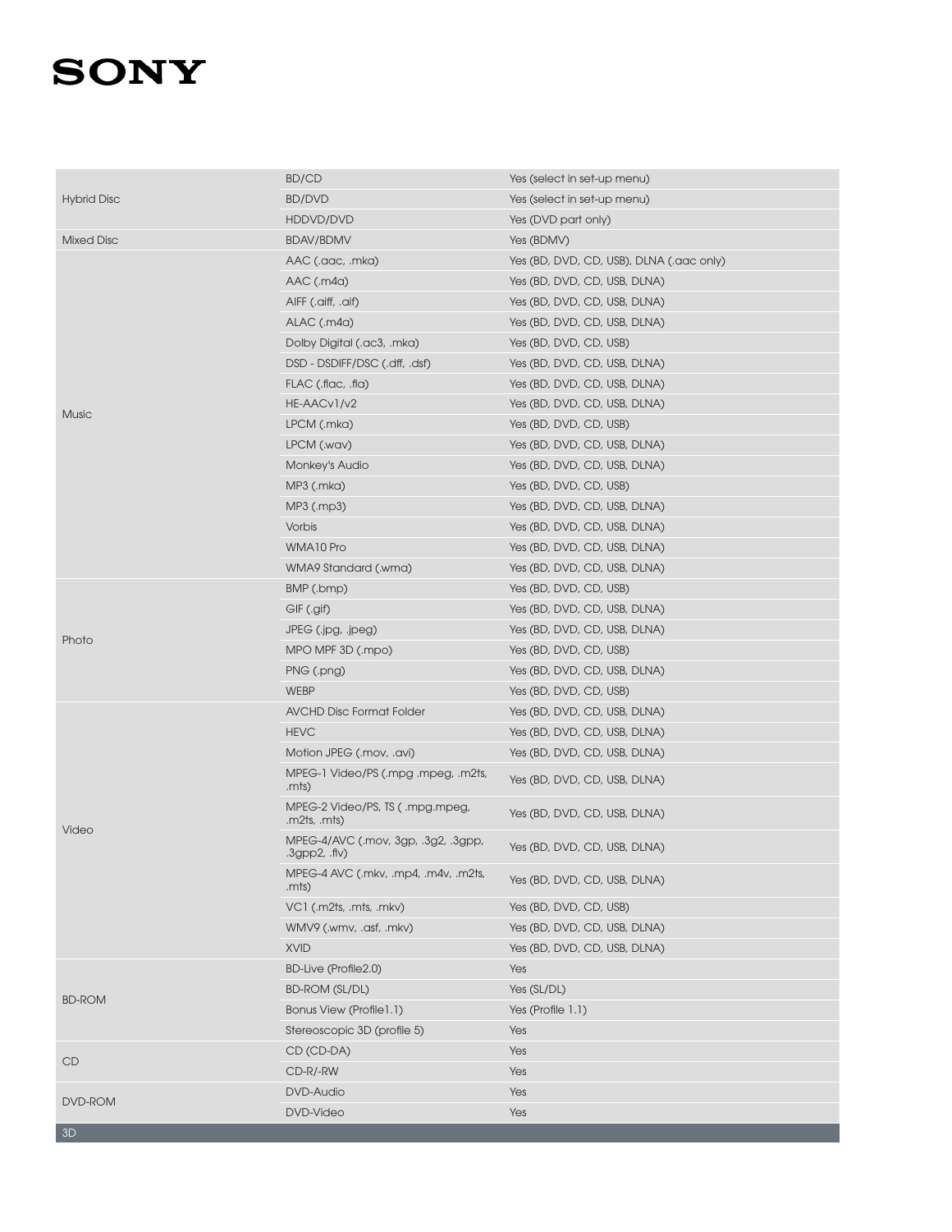| | | |
|---|---|---|
| Hybrid Disc | BD/CD | Yes (select in set-up menu) |
| | BD/DVD | Yes (select in set-up menu) |
| | HDDVD/DVD | Yes (DVD part only) |
| Mixed Disc | BDAV/BDMV | Yes (BDMV) |
| Music | AAC (.aac, .mka) | Yes (BD, DVD, CD, USB), DLNA (.aac only) |
| | AAC (.m4a) | Yes (BD, DVD, CD, USB, DLNA) |
| | AIFF (.aiff, .aif) | Yes (BD, DVD, CD, USB, DLNA) |
| | ALAC (.m4a) | Yes (BD, DVD, CD, USB, DLNA) |
| | Dolby Digital (.ac3, .mka) | Yes (BD, DVD, CD, USB) |
| | DSD - DSDIFF/DSC (.dff, .dsf) | Yes (BD, DVD, CD, USB, DLNA) |
| | FLAC (.flac, .fla) | Yes (BD, DVD, CD, USB, DLNA) |
| | HE-AACv1/v2 | Yes (BD, DVD, CD, USB, DLNA) |
| | LPCM (.mka) | Yes (BD, DVD, CD, USB) |
| | LPCM (.wav) | Yes (BD, DVD, CD, USB, DLNA) |
| | Monkey's Audio | Yes (BD, DVD, CD, USB, DLNA) |
| | MP3 (.mka) | Yes (BD, DVD, CD, USB) |
| | MP3 (.mp3) | Yes (BD, DVD, CD, USB, DLNA) |
| | Vorbis | Yes (BD, DVD, CD, USB, DLNA) |
| | WMA10 Pro | Yes (BD, DVD, CD, USB, DLNA) |
| | WMA9 Standard (.wma) | Yes (BD, DVD, CD, USB, DLNA) |
| Photo | BMP (.bmp) | Yes (BD, DVD, CD, USB) |
| | GIF (.gif) | Yes (BD, DVD, CD, USB, DLNA) |
| | JPEG (.jpg, .jpeg) | Yes (BD, DVD, CD, USB, DLNA) |
| | MPO MPF 3D (.mpo) | Yes (BD, DVD, CD, USB) |
| | PNG (.png) | Yes (BD, DVD, CD, USB, DLNA) |
| | WEBP | Yes (BD, DVD, CD, USB) |
| Video | AVCHD Disc Format Folder | Yes (BD, DVD, CD, USB, DLNA) |
| | HEVC | Yes (BD, DVD, CD, USB, DLNA) |
| | Motion JPEG (.mov, .avi) | Yes (BD, DVD, CD, USB, DLNA) |
| | MPEG-1 Video/PS (.mpg .mpeg, .m2ts, .mts) | Yes (BD, DVD, CD, USB, DLNA) |
| | MPEG-2 Video/PS, TS ( .mpg.mpeg, .m2ts, .mts) | Yes (BD, DVD, CD, USB, DLNA) |
| | MPEG-4/AVC (.mov, 3gp, .3g2, .3gpp, .3gpp2, .flv) | Yes (BD, DVD, CD, USB, DLNA) |
| | MPEG-4 AVC (.mkv, .mp4, .m4v, .m2ts, .mts) | Yes (BD, DVD, CD, USB, DLNA) |
| | VC1 (.m2ts, .mts, .mkv) | Yes (BD, DVD, CD, USB) |
| | WMV9 (.wmv, .asf, .mkv) | Yes (BD, DVD, CD, USB, DLNA) |
| | XVID | Yes (BD, DVD, CD, USB, DLNA) |
| BD-ROM | BD-Live (Profile2.0) | Yes |
| | BD-ROM (SL/DL) | Yes (SL/DL) |
| | Bonus View (Profile1.1) | Yes (Profile 1.1) |
| | Stereoscopic 3D (profile 5) | Yes |
| CD | CD (CD-DA) | Yes |
| | CD-R/-RW | Yes |
| DVD-ROM | DVD-Audio | Yes |
| | DVD-Video | Yes |

3D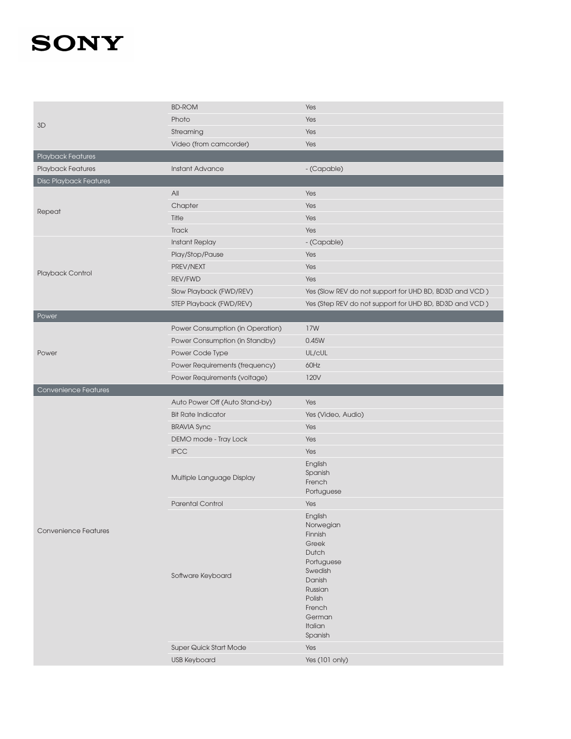| | | |
|---|---|---|
| 3D | BD-ROM | Yes |
| | Photo | Yes |
| | Streaming | Yes |
| | Video (from camcorder) | Yes |
| **Playback Features** | | |
| Playback Features | Instant Advance | - (Capable) |
| **Disc Playback Features** | | |
| Repeat | All | Yes |
| | Chapter | Yes |
| | Title | Yes |
| | Track | Yes |
| Playback Control | Instant Replay | - (Capable) |
| | Play/Stop/Pause | Yes |
| | PREV/NEXT | Yes |
| | REV/FWD | Yes |
| | Slow Playback (FWD/REV) | Yes (Slow REV do not support for UHD BD, BD3D and VCD ) |
| | STEP Playback (FWD/REV) | Yes (Step REV do not support for UHD BD, BD3D and VCD ) |
| **Power** | | |
| Power | Power Consumption (in Operation) | 17W |
| | Power Consumption (in Standby) | 0.45W |
| | Power Code Type | UL/cUL |
| | Power Requirements (frequency) | 60Hz |
| | Power Requirements (voltage) | 120V |
| **Convenience Features** | | |
| Convenience Features | Auto Power Off (Auto Stand-by) | Yes |
| | Bit Rate Indicator | Yes (Video, Audio) |
| | BRAVIA Sync | Yes |
| | DEMO mode - Tray Lock | Yes |
| | IPCC | Yes |
| | Multiple Language Display | English<br>Spanish<br>French<br>Portuguese |
| | Parental Control | Yes |
| | Software Keyboard | English<br>Norwegian<br>Finnish<br>Greek<br>Dutch<br>Portuguese<br>Swedish<br>Danish<br>Russian<br>Polish<br>French<br>German<br>Italian<br>Spanish |
| | Super Quick Start Mode | Yes |
| | USB Keyboard | Yes (101 only) |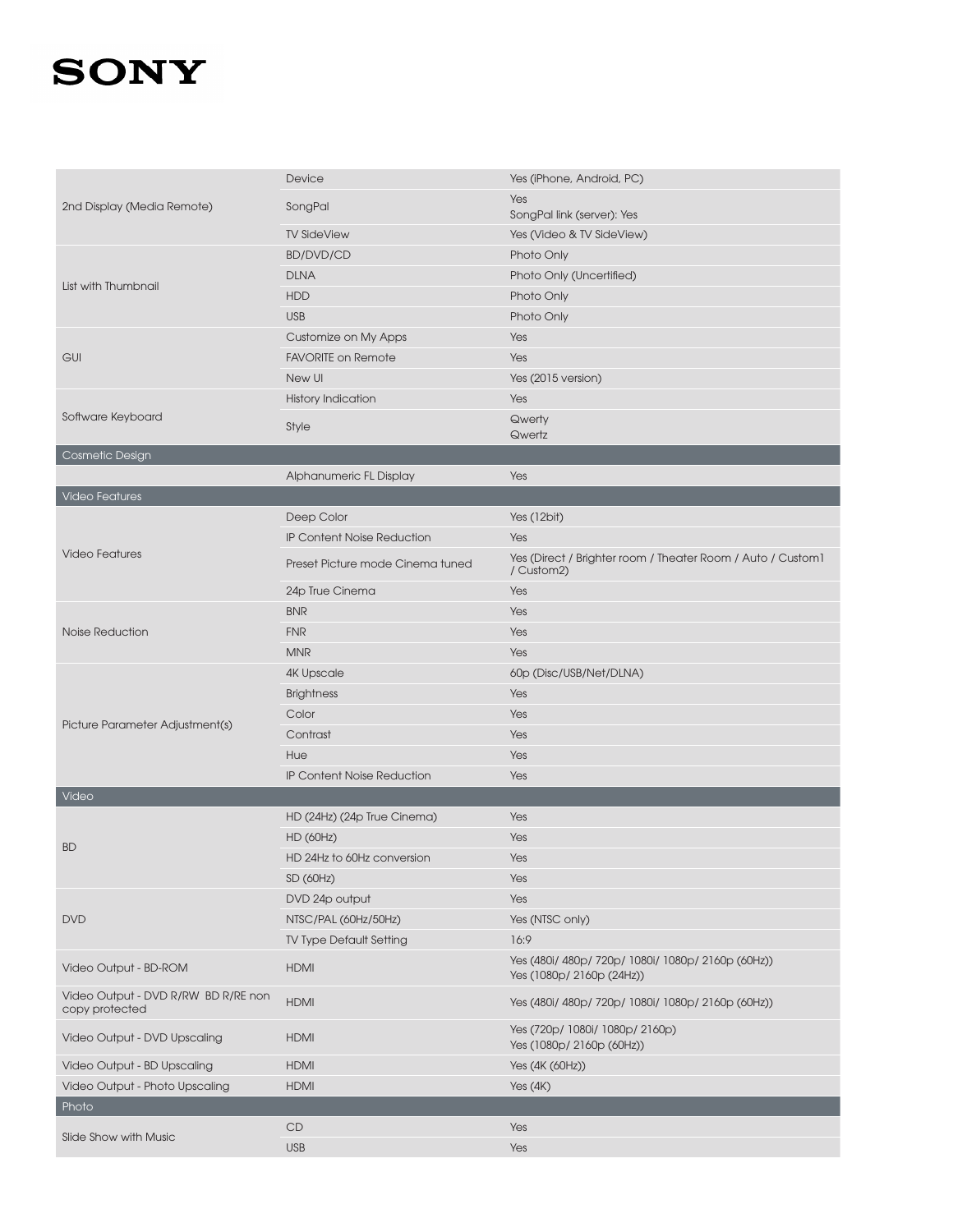| | | |
|---|---|---|
| 2nd Display (Media Remote) | Device | Yes (iPhone, Android, PC) |
| | SongPal | Yes<br>SongPal link (server): Yes |
| | TV SideView | Yes (Video & TV SideView) |
| List with Thumbnail | BD/DVD/CD | Photo Only |
| | DLNA | Photo Only (Uncertified) |
| | HDD | Photo Only |
| | USB | Photo Only |
| GUI | Customize on My Apps | Yes |
| | FAVORITE on Remote | Yes |
| | New UI | Yes (2015 version) |
| Software Keyboard | History Indication | Yes |
| | Style | Qwerty<br>Qwertz |
| **Cosmetic Design** | | |
| | Alphanumeric FL Display | Yes |
| **Video Features** | | |
| Video Features | Deep Color | Yes (12bit) |
| | IP Content Noise Reduction | Yes |
| | Preset Picture mode Cinema tuned | Yes (Direct / Brighter room / Theater Room / Auto / Custom1 / Custom2) |
| | 24p True Cinema | Yes |
| Noise Reduction | BNR | Yes |
| | FNR | Yes |
| | MNR | Yes |
| Picture Parameter Adjustment(s) | 4K Upscale | 60p (Disc/USB/Net/DLNA) |
| | Brightness | Yes |
| | Color | Yes |
| | Contrast | Yes |
| | Hue | Yes |
| | IP Content Noise Reduction | Yes |
| **Video** | | |
| BD | HD (24Hz) (24p True Cinema) | Yes |
| | HD (60Hz) | Yes |
| | HD 24Hz to 60Hz conversion | Yes |
| | SD (60Hz) | Yes |
| DVD | DVD 24p output | Yes |
| | NTSC/PAL (60Hz/50Hz) | Yes (NTSC only) |
| | TV Type Default Setting | 16:9 |
| Video Output - BD-ROM | HDMI | Yes (480i/ 480p/ 720p/ 1080i/ 1080p/ 2160p (60Hz))<br>Yes (1080p/ 2160p (24Hz)) |
| Video Output - DVD R/RW BD R/RE non copy protected | HDMI | Yes (480i/ 480p/ 720p/ 1080i/ 1080p/ 2160p (60Hz)) |
| Video Output - DVD Upscaling | HDMI | Yes (720p/ 1080i/ 1080p/ 2160p)<br>Yes (1080p/ 2160p (60Hz)) |
| Video Output - BD Upscaling | HDMI | Yes (4K (60Hz)) |
| Video Output - Photo Upscaling | HDMI | Yes (4K) |
| **Photo** | | |
| Slide Show with Music | CD | Yes |
| | USB | Yes |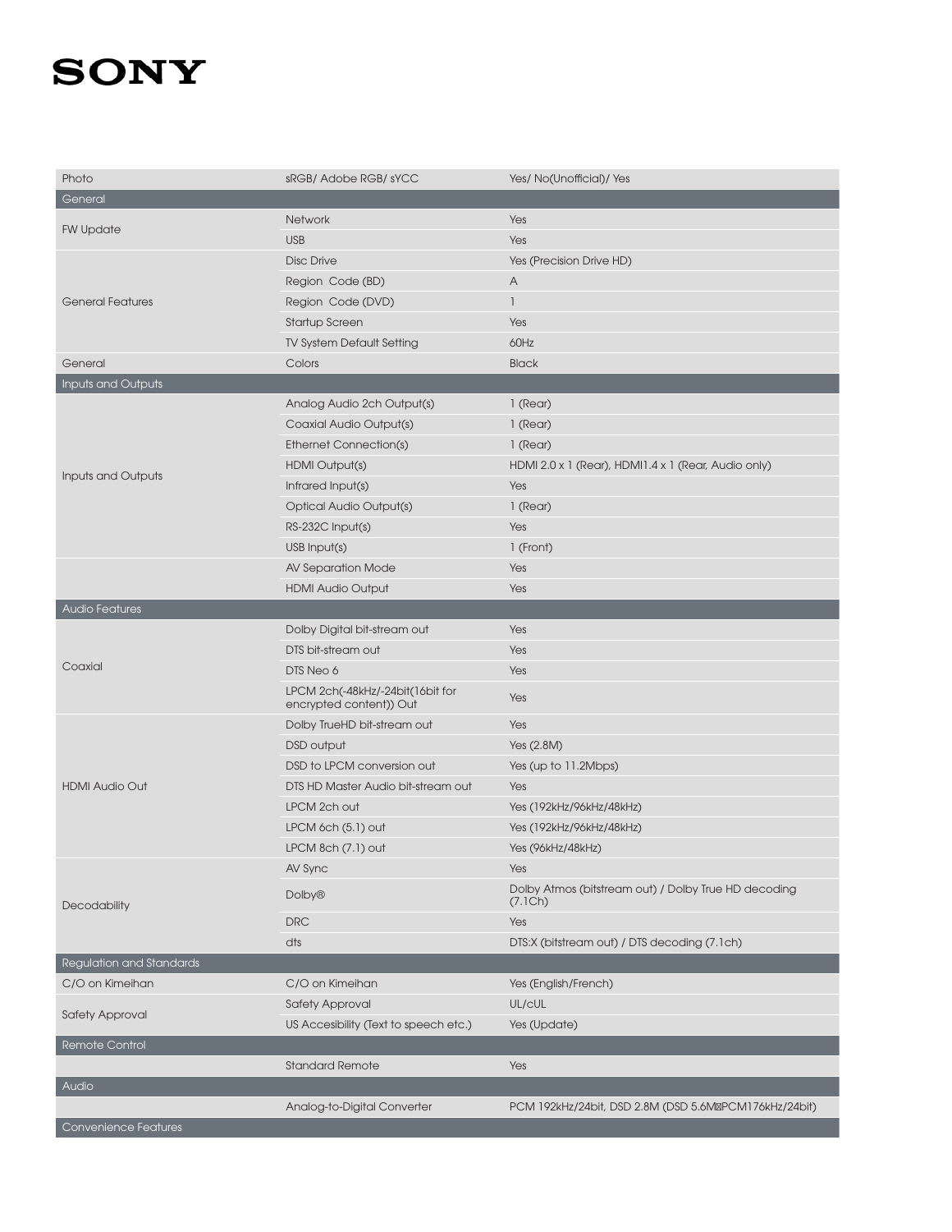| | | |
|---|---|---|
| Photo | sRGB/ Adobe RGB/ sYCC | Yes/ No(Unofficial)/ Yes |
| **General** | | |
| FW Update | Network | Yes |
| | USB | Yes |
| General Features | Disc Drive | Yes (Precision Drive HD) |
| | Region Code (BD) | A |
| | Region Code (DVD) | 1 |
| | Startup Screen | Yes |
| | TV System Default Setting | 60Hz |
| General | Colors | Black |
| **Inputs and Outputs** | | |
| Inputs and Outputs | Analog Audio 2ch Output(s) | 1 (Rear) |
| | Coaxial Audio Output(s) | 1 (Rear) |
| | Ethernet Connection(s) | 1 (Rear) |
| | HDMI Output(s) | HDMI 2.0 x 1 (Rear), HDMI1.4 x 1 (Rear, Audio only) |
| | Infrared Input(s) | Yes |
| | Optical Audio Output(s) | 1 (Rear) |
| | RS-232C Input(s) | Yes |
| | USB Input(s) | 1 (Front) |
| | AV Separation Mode | Yes |
| | HDMI Audio Output | Yes |
| **Audio Features** | | |
| Coaxial | Dolby Digital bit-stream out | Yes |
| | DTS bit-stream out | Yes |
| | DTS Neo 6 | Yes |
| | LPCM 2ch(-48kHz/-24bit(16bit for encrypted content)) Out | Yes |
| HDMI Audio Out | Dolby TrueHD bit-stream out | Yes |
| | DSD output | Yes (2.8M) |
| | DSD to LPCM conversion out | Yes (up to 11.2Mbps) |
| | DTS HD Master Audio bit-stream out | Yes |
| | LPCM 2ch out | Yes (192kHz/96kHz/48kHz) |
| | LPCM 6ch (5.1) out | Yes (192kHz/96kHz/48kHz) |
| | LPCM 8ch (7.1) out | Yes (96kHz/48kHz) |
| Decodability | AV Sync | Yes |
| | Dolby® | Dolby Atmos (bitstream out) / Dolby True HD decoding (7.1Ch) |
| | DRC | Yes |
| | dts | DTS:X (bitstream out) / DTS decoding (7.1ch) |
| **Regulation and Standards** | | |
| C/O on Kimeihan | C/O on Kimeihan | Yes (English/French) |
| Safety Approval | Safety Approval | UL/cUL |
| | US Accesibility (Text to speech etc.) | Yes (Update) |
| **Remote Control** | | |
| | Standard Remote | Yes |
| **Audio** | | |
| | Analog-to-Digital Converter | PCM 192kHz/24bit, DSD 2.8M (DSD 5.6M PCM176kHz/24bit) |
| **Convenience Features** | | |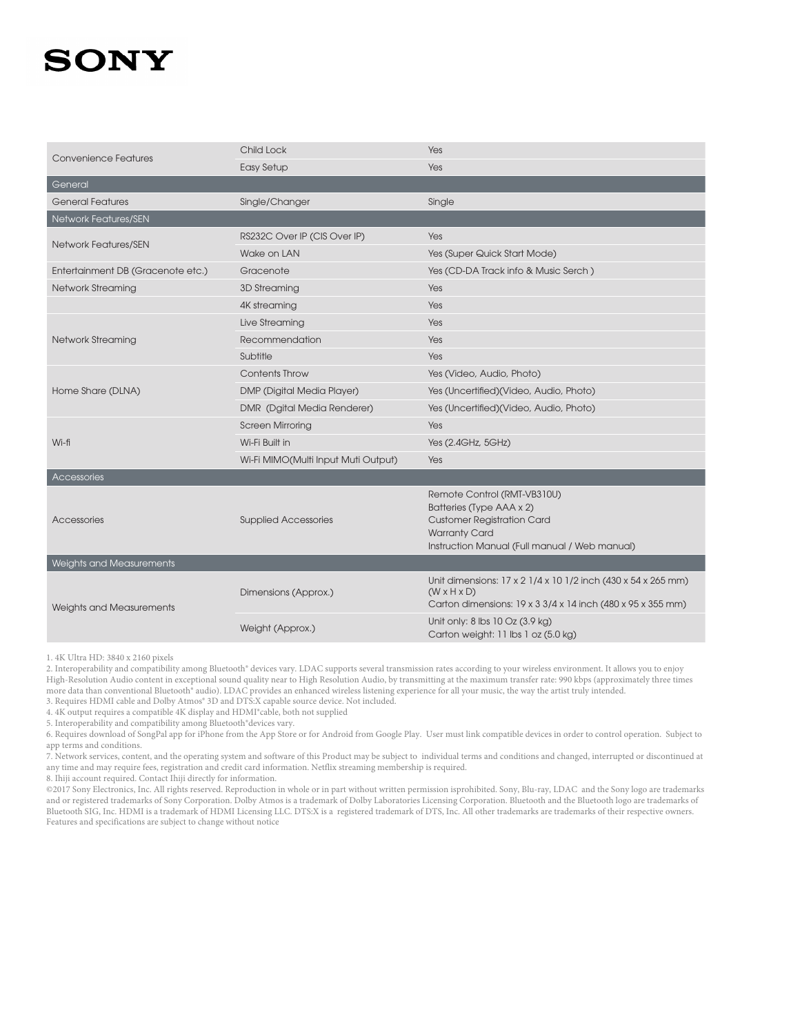# SONY

| | | |
|---|---|---|
| Convenience Features | Child Lock | Yes |
| | Easy Setup | Yes |
| **General** | | |
| General Features | Single/Changer | Single |
| **Network Features/SEN** | | |
| Network Features/SEN | RS232C Over IP (CIS Over IP) | Yes |
| | Wake on LAN | Yes (Super Quick Start Mode) |
| Entertainment DB (Gracenote etc.) | Gracenote | Yes (CD-DA Track info & Music Serch ) |
| Network Streaming | 3D Streaming | Yes |
| | 4K streaming | Yes |
| Network Streaming | Live Streaming | Yes |
| | Recommendation | Yes |
| | Subtitle | Yes |
| Home Share (DLNA) | Contents Throw | Yes (Video, Audio, Photo) |
| | DMP (Digital Media Player) | Yes (Uncertified)(Video, Audio, Photo) |
| | DMR (Dgital Media Renderer) | Yes (Uncertified)(Video, Audio, Photo) |
| Wi-fi | Screen Mirroring | Yes |
| | Wi-Fi Built in | Yes (2.4GHz, 5GHz) |
| | Wi-Fi MIMO(Multi Input Muti Output) | Yes |
| **Accessories** | | |
| Accessories | Supplied Accessories | Remote Control (RMT-VB310U)<br>Batteries (Type AAA x 2)<br>Customer Registration Card<br>Warranty Card<br>Instruction Manual (Full manual / Web manual) |
| **Weights and Measurements** | | |
| Weights and Measurements | Dimensions (Approx.) | Unit dimensions: 17 x 2 1/4 x 10 1/2 inch (430 x 54 x 265 mm) (W x H x D)<br>Carton dimensions: 19 x 3 3/4 x 14 inch (480 x 95 x 355 mm) |
| | Weight (Approx.) | Unit only: 8 lbs 10 Oz (3.9 kg)<br>Carton weight: 11 lbs 1 oz (5.0 kg) |

1. 4K Ultra HD: 3840 x 2160 pixels
2. Interoperability and compatibility among Bluetooth® devices vary. LDAC supports several transmission rates according to your wireless environment. It allows you to enjoy High-Resolution Audio content in exceptional sound quality near to High Resolution Audio, by transmitting at the maximum transfer rate: 990 kbps (approximately three times more data than conventional Bluetooth® audio). LDAC provides an enhanced wireless listening experience for all your music, the way the artist truly intended.
3. Requires HDMI cable and Dolby Atmos® 3D and DTS:X capable source device. Not included.
4. 4K output requires a compatible 4K display and HDMI®cable, both not supplied
5. Interoperability and compatibility among Bluetooth®devices vary.
6. Requires download of SongPal app for iPhone from the App Store or for Android from Google Play. User must link compatible devices in order to control operation. Subject to app terms and conditions.
7. Network services, content, and the operating system and software of this Product may be subject to individual terms and conditions and changed, interrupted or discontinued at any time and may require fees, registration and credit card information. Netflix streaming membership is required.
8. Ihiji account required. Contact Ihiji directly for information.

©2017 Sony Electronics, Inc. All rights reserved. Reproduction in whole or in part without written permission isprohibited. Sony, Blu-ray, LDAC and the Sony logo are trademarks and or registered trademarks of Sony Corporation. Dolby Atmos is a trademark of Dolby Laboratories Licensing Corporation. Bluetooth and the Bluetooth logo are trademarks of Bluetooth SIG, Inc. HDMI is a trademark of HDMI Licensing LLC. DTS:X is a registered trademark of DTS, Inc. All other trademarks are trademarks of their respective owners. Features and specifications are subject to change without notice